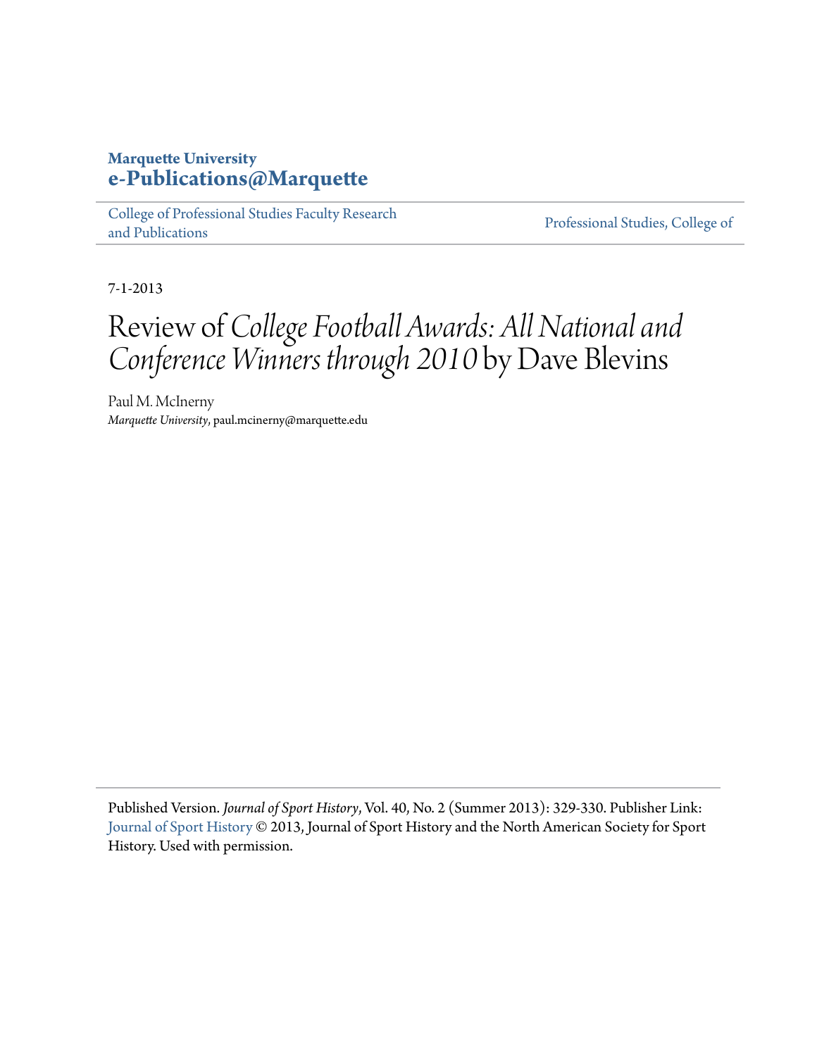**Marquette University**
**e-Publications@Marquette**

College of Professional Studies Faculty Research and Publications | Professional Studies, College of

7-1-2013

# Review of *College Football Awards: All National and Conference Winners through 2010* by Dave Blevins

Paul M. McInerny
*Marquette University*, paul.mcinerny@marquette.edu

Published Version. *Journal of Sport History*, Vol. 40, No. 2 (Summer 2013): 329-330. Publisher Link: Journal of Sport History © 2013, Journal of Sport History and the North American Society for Sport History. Used with permission.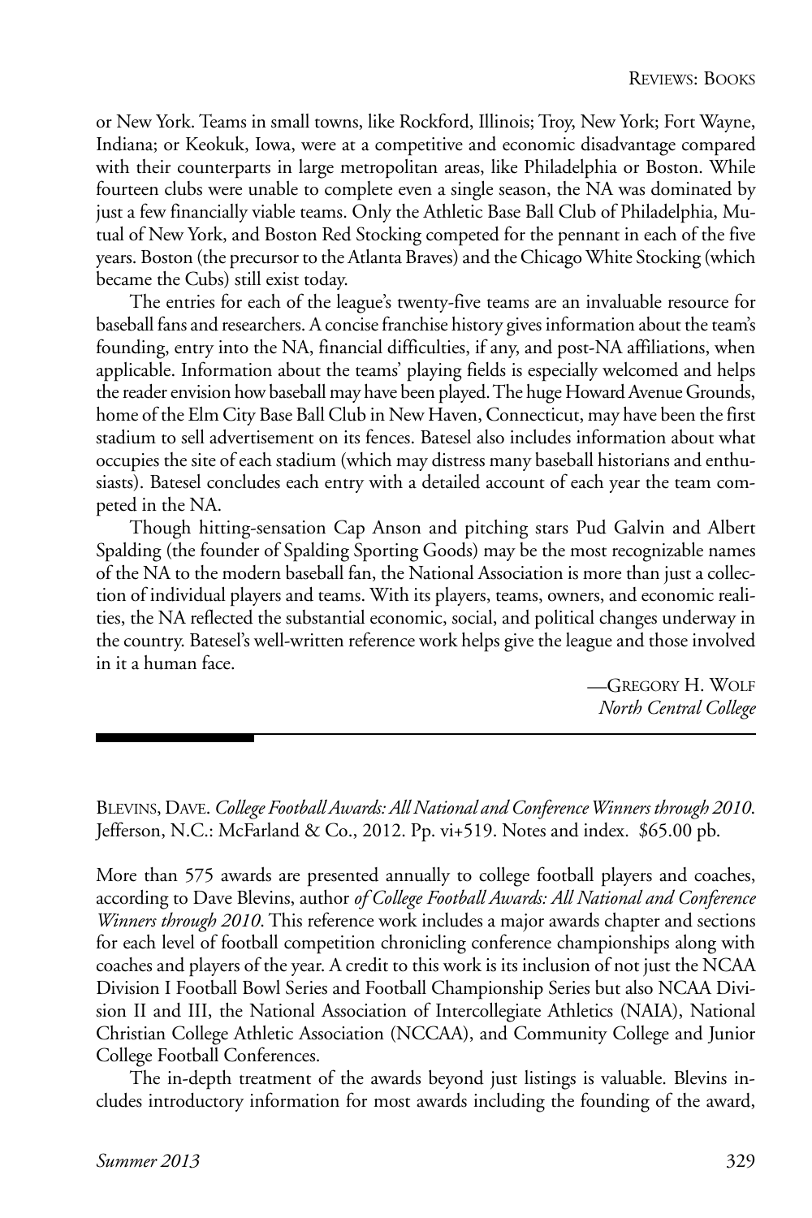or New York. Teams in small towns, like Rockford, Illinois; Troy, New York; Fort Wayne, Indiana; or Keokuk, Iowa, were at a competitive and economic disadvantage compared with their counterparts in large metropolitan areas, like Philadelphia or Boston. While fourteen clubs were unable to complete even a single season, the NA was dominated by just a few financially viable teams. Only the Athletic Base Ball Club of Philadelphia, Mutual of New York, and Boston Red Stocking competed for the pennant in each of the five years. Boston (the precursor to the Atlanta Braves) and the Chicago White Stocking (which became the Cubs) still exist today.

The entries for each of the league's twenty-five teams are an invaluable resource for baseball fans and researchers. A concise franchise history gives information about the team's founding, entry into the NA, financial difficulties, if any, and post-NA affiliations, when applicable. Information about the teams' playing fields is especially welcomed and helps the reader envision how baseball may have been played. The huge Howard Avenue Grounds, home of the Elm City Base Ball Club in New Haven, Connecticut, may have been the first stadium to sell advertisement on its fences. Batesel also includes information about what occupies the site of each stadium (which may distress many baseball historians and enthusiasts). Batesel concludes each entry with a detailed account of each year the team competed in the NA.

Though hitting-sensation Cap Anson and pitching stars Pud Galvin and Albert Spalding (the founder of Spalding Sporting Goods) may be the most recognizable names of the NA to the modern baseball fan, the National Association is more than just a collection of individual players and teams. With its players, teams, owners, and economic realities, the NA reflected the substantial economic, social, and political changes underway in the country. Batesel's well-written reference work helps give the league and those involved in it a human face.

—Gregory H. Wolf
*North Central College*

---

Blevins, Dave. *College Football Awards: All National and Conference Winners through 2010*. Jefferson, N.C.: McFarland & Co., 2012. Pp. vi+519. Notes and index. $65.00 pb.

More than 575 awards are presented annually to college football players and coaches, according to Dave Blevins, author *of College Football Awards: All National and Conference Winners through 2010*. This reference work includes a major awards chapter and sections for each level of football competition chronicling conference championships along with coaches and players of the year. A credit to this work is its inclusion of not just the NCAA Division I Football Bowl Series and Football Championship Series but also NCAA Division II and III, the National Association of Intercollegiate Athletics (NAIA), National Christian College Athletic Association (NCCAA), and Community College and Junior College Football Conferences.

The in-depth treatment of the awards beyond just listings is valuable. Blevins includes introductory information for most awards including the founding of the award,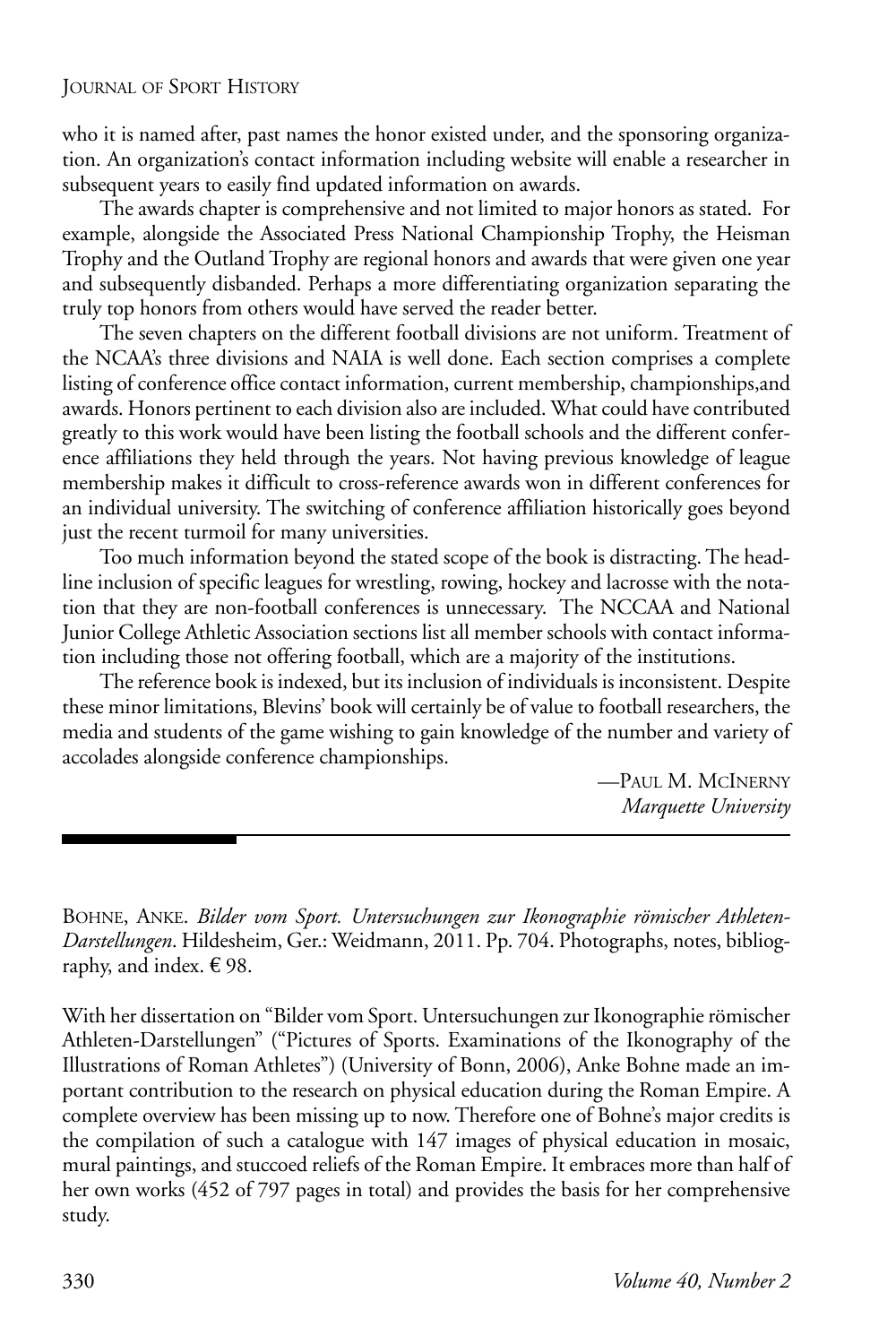who it is named after, past names the honor existed under, and the sponsoring organization. An organization's contact information including website will enable a researcher in subsequent years to easily find updated information on awards.

The awards chapter is comprehensive and not limited to major honors as stated. For example, alongside the Associated Press National Championship Trophy, the Heisman Trophy and the Outland Trophy are regional honors and awards that were given one year and subsequently disbanded. Perhaps a more differentiating organization separating the truly top honors from others would have served the reader better.

The seven chapters on the different football divisions are not uniform. Treatment of the NCAA's three divisions and NAIA is well done. Each section comprises a complete listing of conference office contact information, current membership, championships,and awards. Honors pertinent to each division also are included. What could have contributed greatly to this work would have been listing the football schools and the different conference affiliations they held through the years. Not having previous knowledge of league membership makes it difficult to cross-reference awards won in different conferences for an individual university. The switching of conference affiliation historically goes beyond just the recent turmoil for many universities.

Too much information beyond the stated scope of the book is distracting. The headline inclusion of specific leagues for wrestling, rowing, hockey and lacrosse with the notation that they are non-football conferences is unnecessary. The NCCAA and National Junior College Athletic Association sections list all member schools with contact information including those not offering football, which are a majority of the institutions.

The reference book is indexed, but its inclusion of individuals is inconsistent. Despite these minor limitations, Blevins' book will certainly be of value to football researchers, the media and students of the game wishing to gain knowledge of the number and variety of accolades alongside conference championships.

—Paul M. McInerny
*Marquette University*

---

Bohne, Anke. *Bilder vom Sport. Untersuchungen zur Ikonographie römischer Athleten-Darstellungen*. Hildesheim, Ger.: Weidmann, 2011. Pp. 704. Photographs, notes, bibliography, and index. € 98.

With her dissertation on "Bilder vom Sport. Untersuchungen zur Ikonographie römischer Athleten-Darstellungen" ("Pictures of Sports. Examinations of the Ikonography of the Illustrations of Roman Athletes") (University of Bonn, 2006), Anke Bohne made an important contribution to the research on physical education during the Roman Empire. A complete overview has been missing up to now. Therefore one of Bohne's major credits is the compilation of such a catalogue with 147 images of physical education in mosaic, mural paintings, and stuccoed reliefs of the Roman Empire. It embraces more than half of her own works (452 of 797 pages in total) and provides the basis for her comprehensive study.